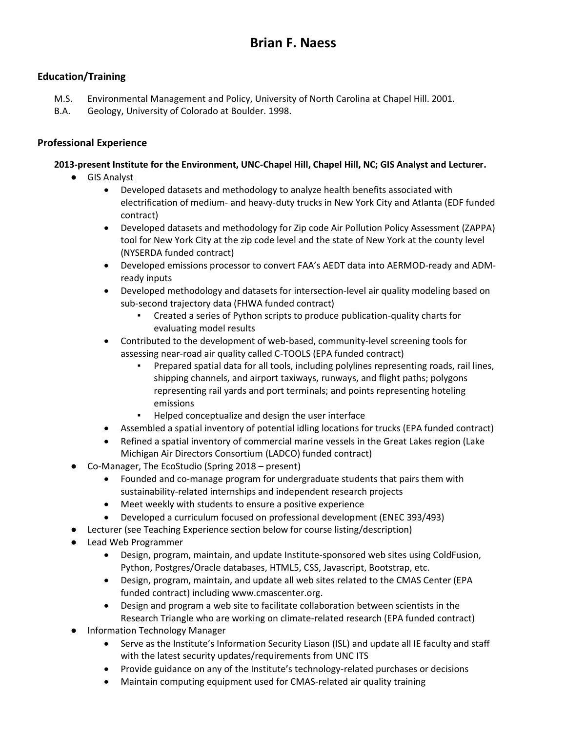# Brian F. Naess

## Education/Training

- M.S. Environmental Management and Policy, University of North Carolina at Chapel Hill. 2001.
- B.A. Geology, University of Colorado at Boulder. 1998.

## Professional Experience

**2013-present Institute for the Environment, UNC-Chapel Hill, Chapel Hill, NC; GIS Analyst and Lecturer.**

- GIS Analyst
  - Developed datasets and methodology to analyze health benefits associated with electrification of medium- and heavy-duty trucks in New York City and Atlanta (EDF funded contract)
  - Developed datasets and methodology for Zip code Air Pollution Policy Assessment (ZAPPA) tool for New York City at the zip code level and the state of New York at the county level (NYSERDA funded contract)
  - Developed emissions processor to convert FAA's AEDT data into AERMOD-ready and ADM-ready inputs
  - Developed methodology and datasets for intersection-level air quality modeling based on sub-second trajectory data (FHWA funded contract)
    - Created a series of Python scripts to produce publication-quality charts for evaluating model results
  - Contributed to the development of web-based, community-level screening tools for assessing near-road air quality called C-TOOLS (EPA funded contract)
    - Prepared spatial data for all tools, including polylines representing roads, rail lines, shipping channels, and airport taxiways, runways, and flight paths; polygons representing rail yards and port terminals; and points representing hoteling emissions
    - Helped conceptualize and design the user interface
  - Assembled a spatial inventory of potential idling locations for trucks (EPA funded contract)
  - Refined a spatial inventory of commercial marine vessels in the Great Lakes region (Lake Michigan Air Directors Consortium (LADCO) funded contract)
- Co-Manager, The EcoStudio (Spring 2018 – present)
  - Founded and co-manage program for undergraduate students that pairs them with sustainability-related internships and independent research projects
  - Meet weekly with students to ensure a positive experience
  - Developed a curriculum focused on professional development (ENEC 393/493)
- Lecturer (see Teaching Experience section below for course listing/description)
- Lead Web Programmer
  - Design, program, maintain, and update Institute-sponsored web sites using ColdFusion, Python, Postgres/Oracle databases, HTML5, CSS, Javascript, Bootstrap, etc.
  - Design, program, maintain, and update all web sites related to the CMAS Center (EPA funded contract) including www.cmascenter.org.
  - Design and program a web site to facilitate collaboration between scientists in the Research Triangle who are working on climate-related research (EPA funded contract)
- Information Technology Manager
  - Serve as the Institute's Information Security Liason (ISL) and update all IE faculty and staff with the latest security updates/requirements from UNC ITS
  - Provide guidance on any of the Institute's technology-related purchases or decisions
  - Maintain computing equipment used for CMAS-related air quality training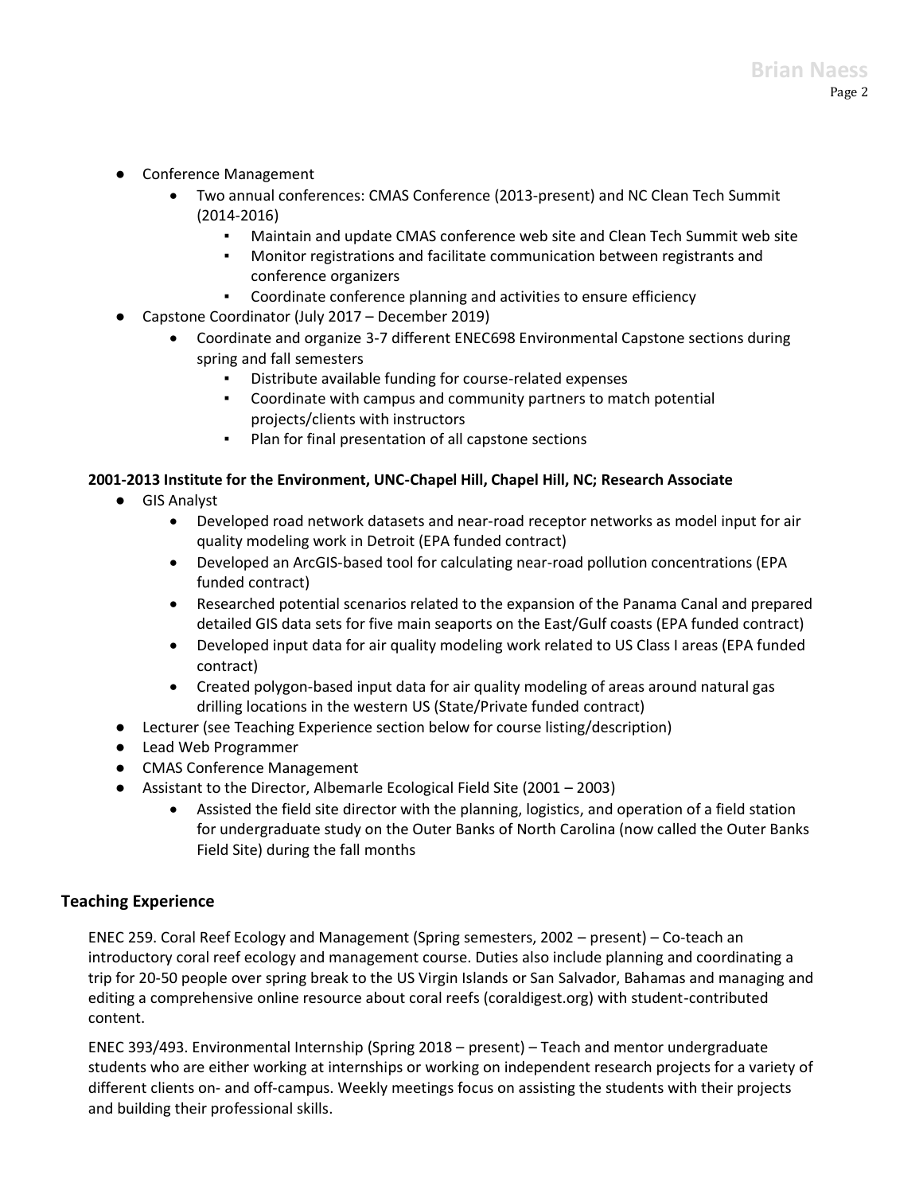- Conference Management
  - Two annual conferences: CMAS Conference (2013-present) and NC Clean Tech Summit (2014-2016)
    - Maintain and update CMAS conference web site and Clean Tech Summit web site
    - Monitor registrations and facilitate communication between registrants and conference organizers
    - Coordinate conference planning and activities to ensure efficiency
- Capstone Coordinator (July 2017 – December 2019)
  - Coordinate and organize 3-7 different ENEC698 Environmental Capstone sections during spring and fall semesters
    - Distribute available funding for course-related expenses
    - Coordinate with campus and community partners to match potential projects/clients with instructors
    - Plan for final presentation of all capstone sections

**2001-2013 Institute for the Environment, UNC-Chapel Hill, Chapel Hill, NC; Research Associate**

- GIS Analyst
  - Developed road network datasets and near-road receptor networks as model input for air quality modeling work in Detroit (EPA funded contract)
  - Developed an ArcGIS-based tool for calculating near-road pollution concentrations (EPA funded contract)
  - Researched potential scenarios related to the expansion of the Panama Canal and prepared detailed GIS data sets for five main seaports on the East/Gulf coasts (EPA funded contract)
  - Developed input data for air quality modeling work related to US Class I areas (EPA funded contract)
  - Created polygon-based input data for air quality modeling of areas around natural gas drilling locations in the western US (State/Private funded contract)
- Lecturer (see Teaching Experience section below for course listing/description)
- Lead Web Programmer
- CMAS Conference Management
- Assistant to the Director, Albemarle Ecological Field Site (2001 – 2003)
  - Assisted the field site director with the planning, logistics, and operation of a field station for undergraduate study on the Outer Banks of North Carolina (now called the Outer Banks Field Site) during the fall months

## Teaching Experience

ENEC 259. Coral Reef Ecology and Management (Spring semesters, 2002 – present) – Co-teach an introductory coral reef ecology and management course. Duties also include planning and coordinating a trip for 20-50 people over spring break to the US Virgin Islands or San Salvador, Bahamas and managing and editing a comprehensive online resource about coral reefs (coraldigest.org) with student-contributed content.

ENEC 393/493. Environmental Internship (Spring 2018 – present) – Teach and mentor undergraduate students who are either working at internships or working on independent research projects for a variety of different clients on- and off-campus. Weekly meetings focus on assisting the students with their projects and building their professional skills.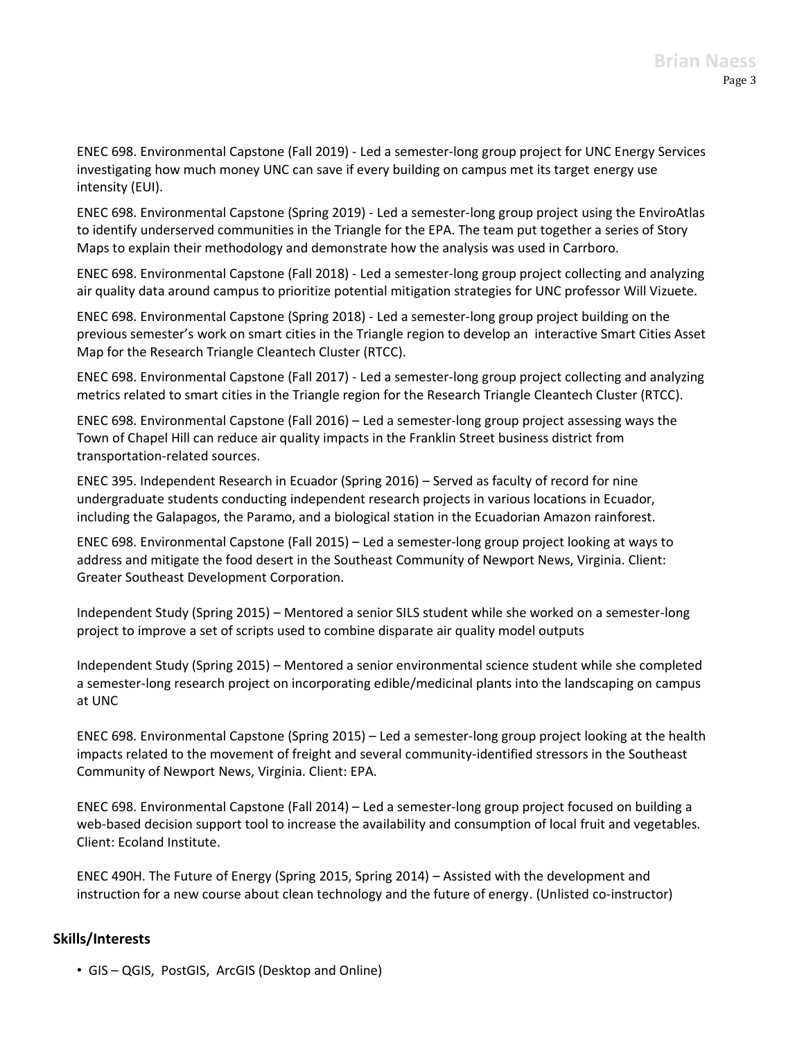ENEC 698. Environmental Capstone (Fall 2019) - Led a semester-long group project for UNC Energy Services investigating how much money UNC can save if every building on campus met its target energy use intensity (EUI).

ENEC 698. Environmental Capstone (Spring 2019) - Led a semester-long group project using the EnviroAtlas to identify underserved communities in the Triangle for the EPA. The team put together a series of Story Maps to explain their methodology and demonstrate how the analysis was used in Carrboro.

ENEC 698. Environmental Capstone (Fall 2018) - Led a semester-long group project collecting and analyzing air quality data around campus to prioritize potential mitigation strategies for UNC professor Will Vizuete.

ENEC 698. Environmental Capstone (Spring 2018) - Led a semester-long group project building on the previous semester's work on smart cities in the Triangle region to develop an interactive Smart Cities Asset Map for the Research Triangle Cleantech Cluster (RTCC).

ENEC 698. Environmental Capstone (Fall 2017) - Led a semester-long group project collecting and analyzing metrics related to smart cities in the Triangle region for the Research Triangle Cleantech Cluster (RTCC).

ENEC 698. Environmental Capstone (Fall 2016) – Led a semester-long group project assessing ways the Town of Chapel Hill can reduce air quality impacts in the Franklin Street business district from transportation-related sources.

ENEC 395. Independent Research in Ecuador (Spring 2016) – Served as faculty of record for nine undergraduate students conducting independent research projects in various locations in Ecuador, including the Galapagos, the Paramo, and a biological station in the Ecuadorian Amazon rainforest.

ENEC 698. Environmental Capstone (Fall 2015) – Led a semester-long group project looking at ways to address and mitigate the food desert in the Southeast Community of Newport News, Virginia. Client: Greater Southeast Development Corporation.

Independent Study (Spring 2015) – Mentored a senior SILS student while she worked on a semester-long project to improve a set of scripts used to combine disparate air quality model outputs

Independent Study (Spring 2015) – Mentored a senior environmental science student while she completed a semester-long research project on incorporating edible/medicinal plants into the landscaping on campus at UNC

ENEC 698. Environmental Capstone (Spring 2015) – Led a semester-long group project looking at the health impacts related to the movement of freight and several community-identified stressors in the Southeast Community of Newport News, Virginia. Client: EPA.

ENEC 698. Environmental Capstone (Fall 2014) – Led a semester-long group project focused on building a web-based decision support tool to increase the availability and consumption of local fruit and vegetables. Client: Ecoland Institute.

ENEC 490H. The Future of Energy (Spring 2015, Spring 2014) – Assisted with the development and instruction for a new course about clean technology and the future of energy. (Unlisted co-instructor)

## Skills/Interests

- GIS – QGIS, PostGIS, ArcGIS (Desktop and Online)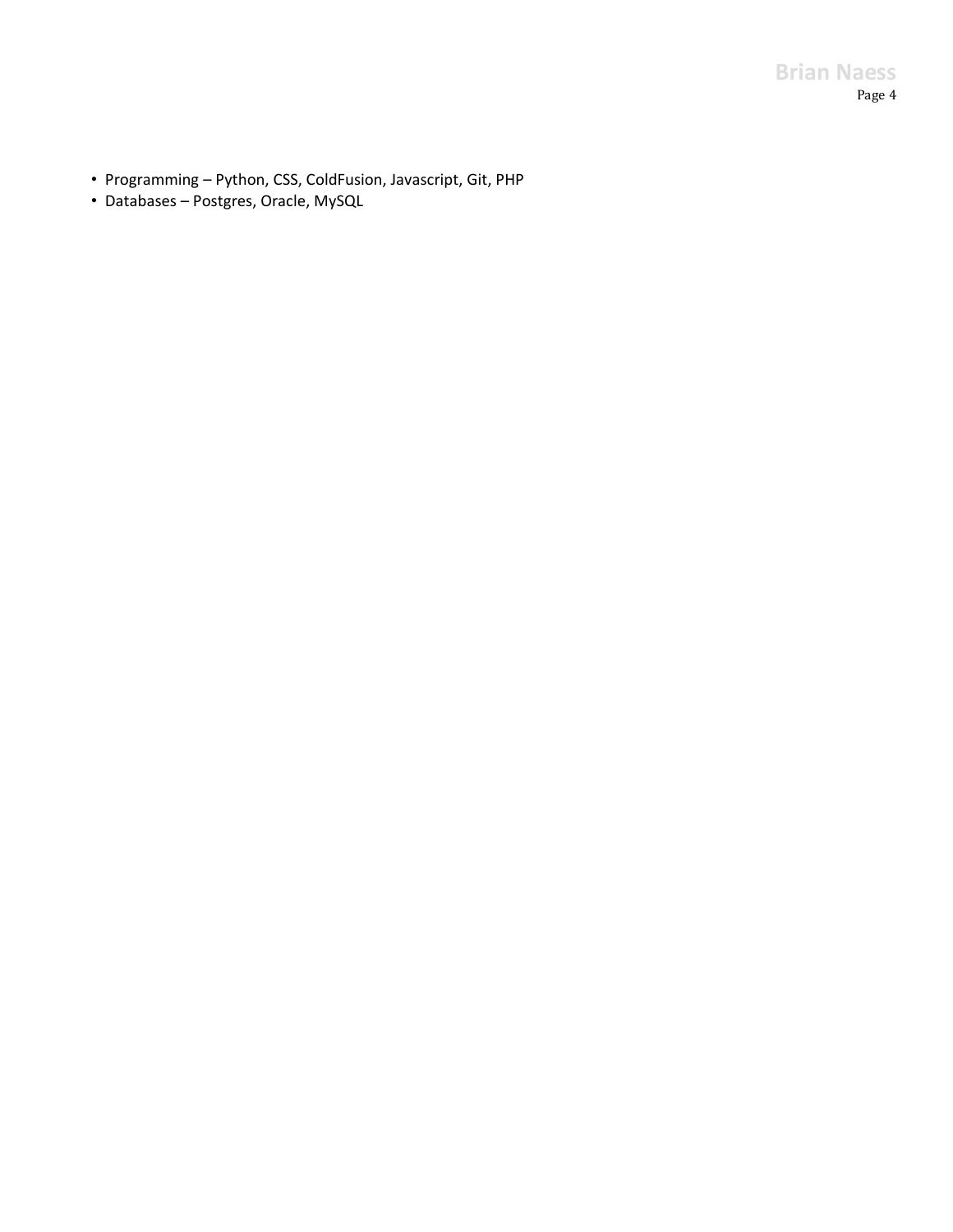- Programming – Python, CSS, ColdFusion, Javascript, Git, PHP
- Databases – Postgres, Oracle, MySQL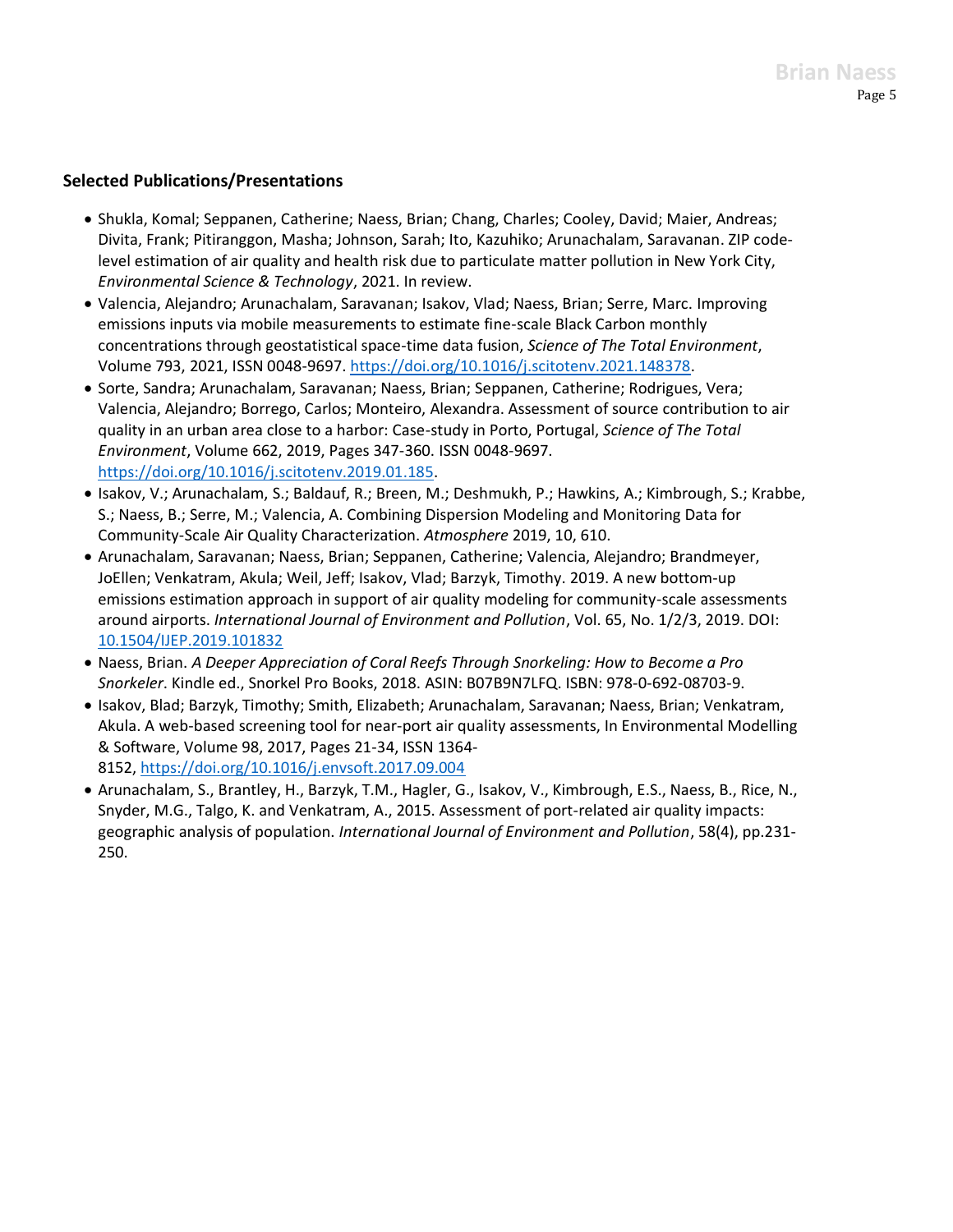### Selected Publications/Presentations

- Shukla, Komal; Seppanen, Catherine; Naess, Brian; Chang, Charles; Cooley, David; Maier, Andreas; Divita, Frank; Pitiranggon, Masha; Johnson, Sarah; Ito, Kazuhiko; Arunachalam, Saravanan. ZIP code-level estimation of air quality and health risk due to particulate matter pollution in New York City, *Environmental Science & Technology*, 2021. In review.
- Valencia, Alejandro; Arunachalam, Saravanan; Isakov, Vlad; Naess, Brian; Serre, Marc. Improving emissions inputs via mobile measurements to estimate fine-scale Black Carbon monthly concentrations through geostatistical space-time data fusion, *Science of The Total Environment*, Volume 793, 2021, ISSN 0048-9697. [https://doi.org/10.1016/j.scitotenv.2021.148378](https://doi.org/10.1016/j.scitotenv.2021.148378).
- Sorte, Sandra; Arunachalam, Saravanan; Naess, Brian; Seppanen, Catherine; Rodrigues, Vera; Valencia, Alejandro; Borrego, Carlos; Monteiro, Alexandra. Assessment of source contribution to air quality in an urban area close to a harbor: Case-study in Porto, Portugal, *Science of The Total Environment*, Volume 662, 2019, Pages 347-360. ISSN 0048-9697. [https://doi.org/10.1016/j.scitotenv.2019.01.185](https://doi.org/10.1016/j.scitotenv.2019.01.185).
- Isakov, V.; Arunachalam, S.; Baldauf, R.; Breen, M.; Deshmukh, P.; Hawkins, A.; Kimbrough, S.; Krabbe, S.; Naess, B.; Serre, M.; Valencia, A. Combining Dispersion Modeling and Monitoring Data for Community-Scale Air Quality Characterization. *Atmosphere* 2019, 10, 610.
- Arunachalam, Saravanan; Naess, Brian; Seppanen, Catherine; Valencia, Alejandro; Brandmeyer, JoEllen; Venkatram, Akula; Weil, Jeff; Isakov, Vlad; Barzyk, Timothy. 2019. A new bottom-up emissions estimation approach in support of air quality modeling for community-scale assessments around airports. *International Journal of Environment and Pollution*, Vol. 65, No. 1/2/3, 2019. DOI: [10.1504/IJEP.2019.101832](https://doi.org/10.1504/IJEP.2019.101832)
- Naess, Brian. *A Deeper Appreciation of Coral Reefs Through Snorkeling: How to Become a Pro Snorkeler*. Kindle ed., Snorkel Pro Books, 2018. ASIN: B07B9N7LFQ. ISBN: 978-0-692-08703-9.
- Isakov, Blad; Barzyk, Timothy; Smith, Elizabeth; Arunachalam, Saravanan; Naess, Brian; Venkatram, Akula. A web-based screening tool for near-port air quality assessments, In Environmental Modelling & Software, Volume 98, 2017, Pages 21-34, ISSN 1364-8152, [https://doi.org/10.1016/j.envsoft.2017.09.004](https://doi.org/10.1016/j.envsoft.2017.09.004)
- Arunachalam, S., Brantley, H., Barzyk, T.M., Hagler, G., Isakov, V., Kimbrough, E.S., Naess, B., Rice, N., Snyder, M.G., Talgo, K. and Venkatram, A., 2015. Assessment of port-related air quality impacts: geographic analysis of population. *International Journal of Environment and Pollution*, 58(4), pp.231-250.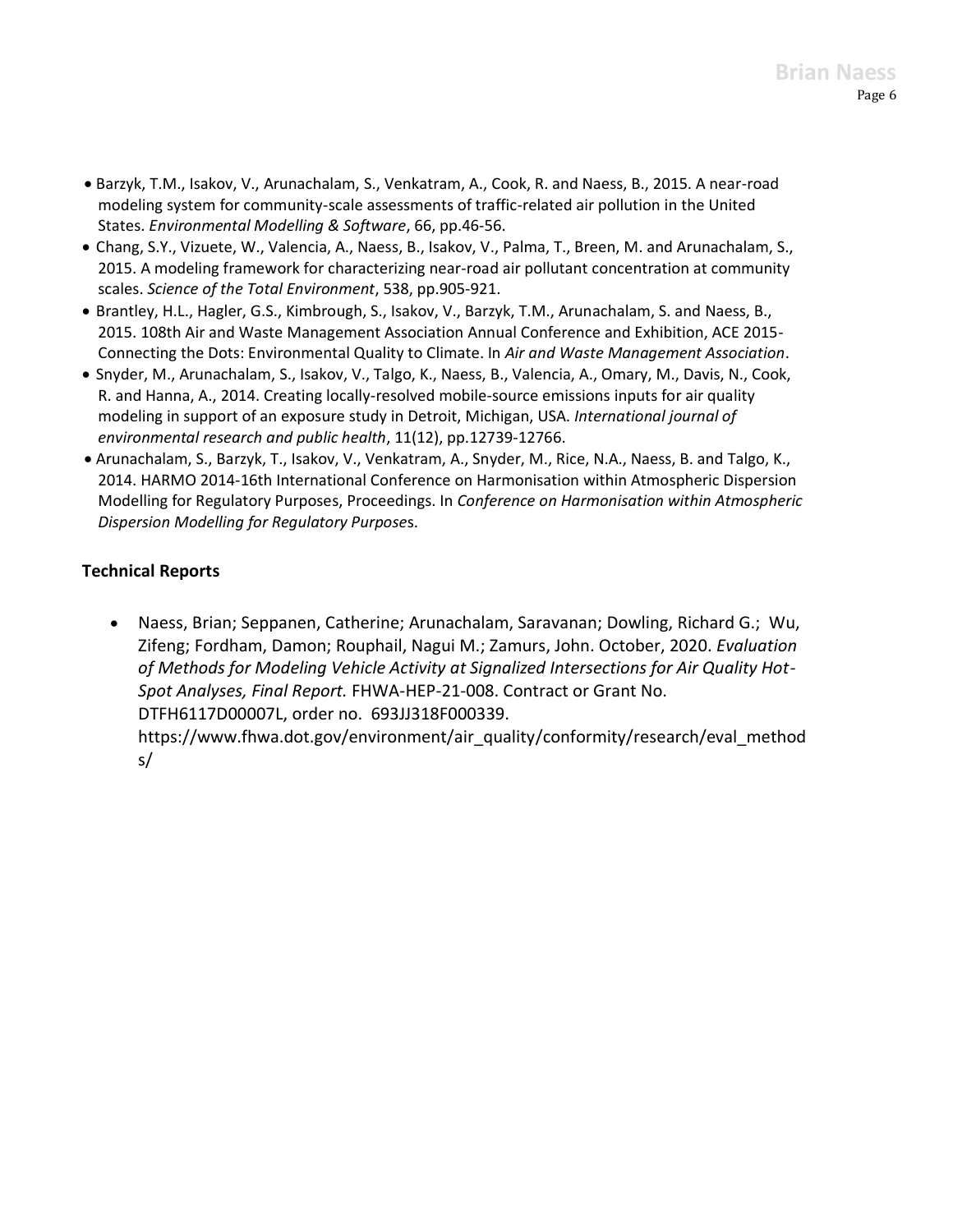- Barzyk, T.M., Isakov, V., Arunachalam, S., Venkatram, A., Cook, R. and Naess, B., 2015. A near-road modeling system for community-scale assessments of traffic-related air pollution in the United States. *Environmental Modelling & Software*, 66, pp.46-56.
- Chang, S.Y., Vizuete, W., Valencia, A., Naess, B., Isakov, V., Palma, T., Breen, M. and Arunachalam, S., 2015. A modeling framework for characterizing near-road air pollutant concentration at community scales. *Science of the Total Environment*, 538, pp.905-921.
- Brantley, H.L., Hagler, G.S., Kimbrough, S., Isakov, V., Barzyk, T.M., Arunachalam, S. and Naess, B., 2015. 108th Air and Waste Management Association Annual Conference and Exhibition, ACE 2015-Connecting the Dots: Environmental Quality to Climate. In *Air and Waste Management Association*.
- Snyder, M., Arunachalam, S., Isakov, V., Talgo, K., Naess, B., Valencia, A., Omary, M., Davis, N., Cook, R. and Hanna, A., 2014. Creating locally-resolved mobile-source emissions inputs for air quality modeling in support of an exposure study in Detroit, Michigan, USA. *International journal of environmental research and public health*, 11(12), pp.12739-12766.
- Arunachalam, S., Barzyk, T., Isakov, V., Venkatram, A., Snyder, M., Rice, N.A., Naess, B. and Talgo, K., 2014. HARMO 2014-16th International Conference on Harmonisation within Atmospheric Dispersion Modelling for Regulatory Purposes, Proceedings. In *Conference on Harmonisation within Atmospheric Dispersion Modelling for Regulatory Purpose*s.

**Technical Reports**

- Naess, Brian; Seppanen, Catherine; Arunachalam, Saravanan; Dowling, Richard G.; Wu, Zifeng; Fordham, Damon; Rouphail, Nagui M.; Zamurs, John. October, 2020. *Evaluation of Methods for Modeling Vehicle Activity at Signalized Intersections for Air Quality Hot-Spot Analyses, Final Report.* FHWA-HEP-21-008. Contract or Grant No. DTFH6117D00007L, order no. 693JJ318F000339. https://www.fhwa.dot.gov/environment/air_quality/conformity/research/eval_methods/